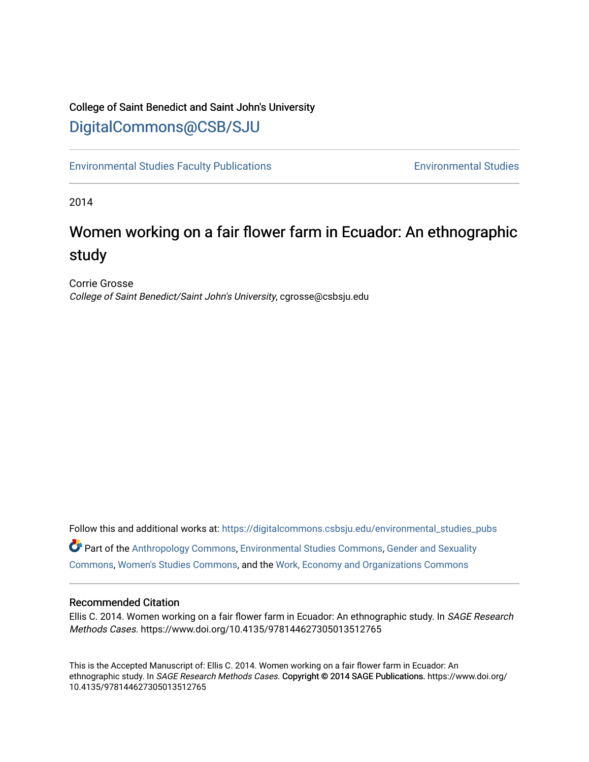College of Saint Benedict and Saint John's University

DigitalCommons@CSB/SJU

Environmental Studies Faculty Publications | Environmental Studies

2014

# Women working on a fair flower farm in Ecuador: An ethnographic study

Corrie Grosse
*College of Saint Benedict/Saint John's University*, cgrosse@csbsju.edu

Follow this and additional works at: https://digitalcommons.csbsju.edu/environmental_studies_pubs

Part of the Anthropology Commons, Environmental Studies Commons, Gender and Sexuality Commons, Women's Studies Commons, and the Work, Economy and Organizations Commons

## Recommended Citation

Ellis C. 2014. Women working on a fair flower farm in Ecuador: An ethnographic study. In *SAGE Research Methods Cases.* https://www.doi.org/10.4135/978144627305013512765

This is the Accepted Manuscript of: Ellis C. 2014. Women working on a fair flower farm in Ecuador: An ethnographic study. In *SAGE Research Methods Cases.* **Copyright © 2014 SAGE Publications.** https://www.doi.org/10.4135/978144627305013512765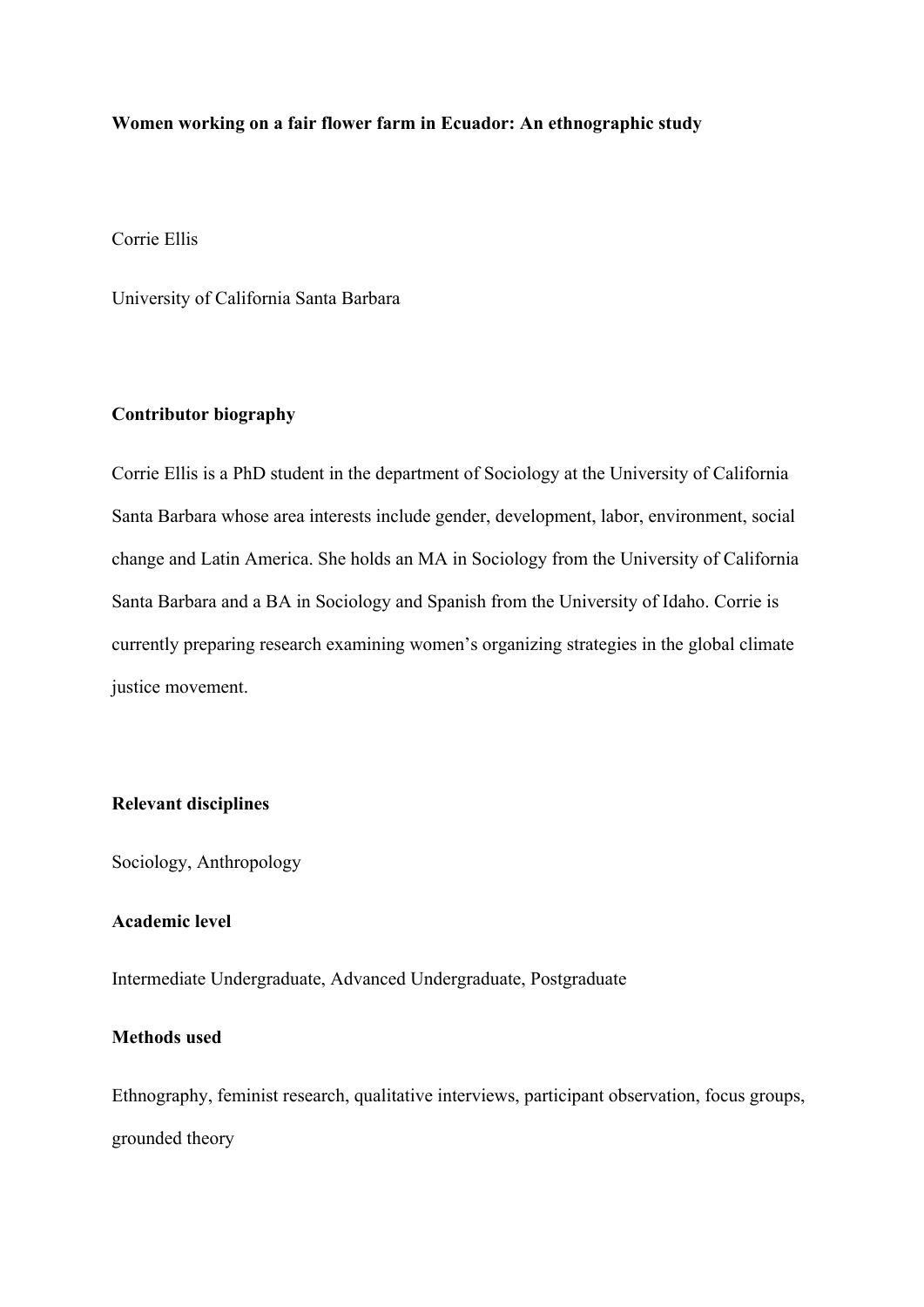**Women working on a fair flower farm in Ecuador: An ethnographic study**

Corrie Ellis

University of California Santa Barbara

**Contributor biography**

Corrie Ellis is a PhD student in the department of Sociology at the University of California Santa Barbara whose area interests include gender, development, labor, environment, social change and Latin America. She holds an MA in Sociology from the University of California Santa Barbara and a BA in Sociology and Spanish from the University of Idaho. Corrie is currently preparing research examining women's organizing strategies in the global climate justice movement.

**Relevant disciplines**

Sociology, Anthropology

**Academic level**

Intermediate Undergraduate, Advanced Undergraduate, Postgraduate

**Methods used**

Ethnography, feminist research, qualitative interviews, participant observation, focus groups, grounded theory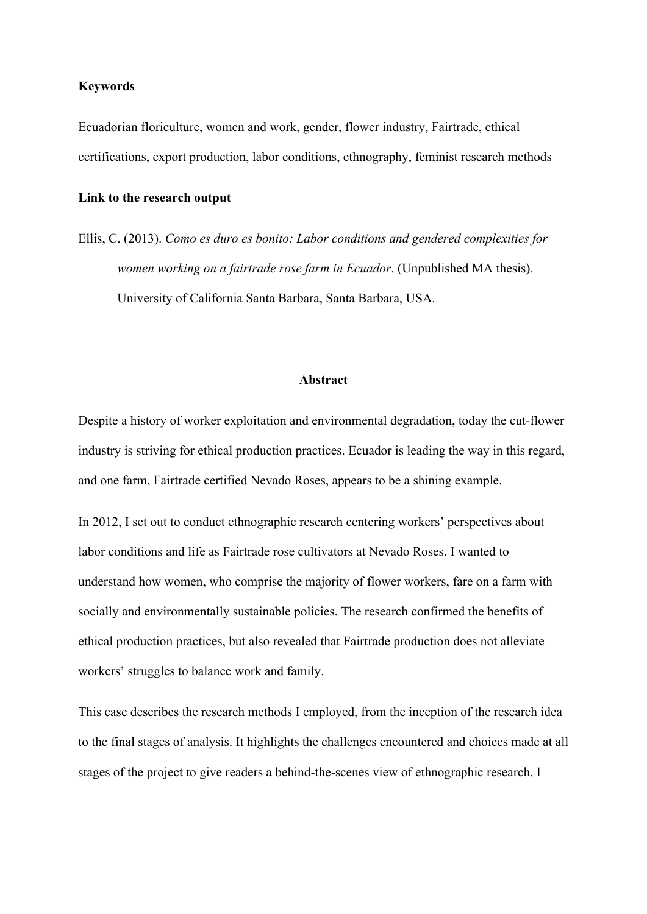**Keywords**

Ecuadorian floriculture, women and work, gender, flower industry, Fairtrade, ethical certifications, export production, labor conditions, ethnography, feminist research methods

**Link to the research output**

Ellis, C. (2013). *Como es duro es bonito: Labor conditions and gendered complexities for women working on a fairtrade rose farm in Ecuador*. (Unpublished MA thesis). University of California Santa Barbara, Santa Barbara, USA.

## Abstract

Despite a history of worker exploitation and environmental degradation, today the cut-flower industry is striving for ethical production practices. Ecuador is leading the way in this regard, and one farm, Fairtrade certified Nevado Roses, appears to be a shining example.

In 2012, I set out to conduct ethnographic research centering workers' perspectives about labor conditions and life as Fairtrade rose cultivators at Nevado Roses. I wanted to understand how women, who comprise the majority of flower workers, fare on a farm with socially and environmentally sustainable policies. The research confirmed the benefits of ethical production practices, but also revealed that Fairtrade production does not alleviate workers' struggles to balance work and family.

This case describes the research methods I employed, from the inception of the research idea to the final stages of analysis. It highlights the challenges encountered and choices made at all stages of the project to give readers a behind-the-scenes view of ethnographic research. I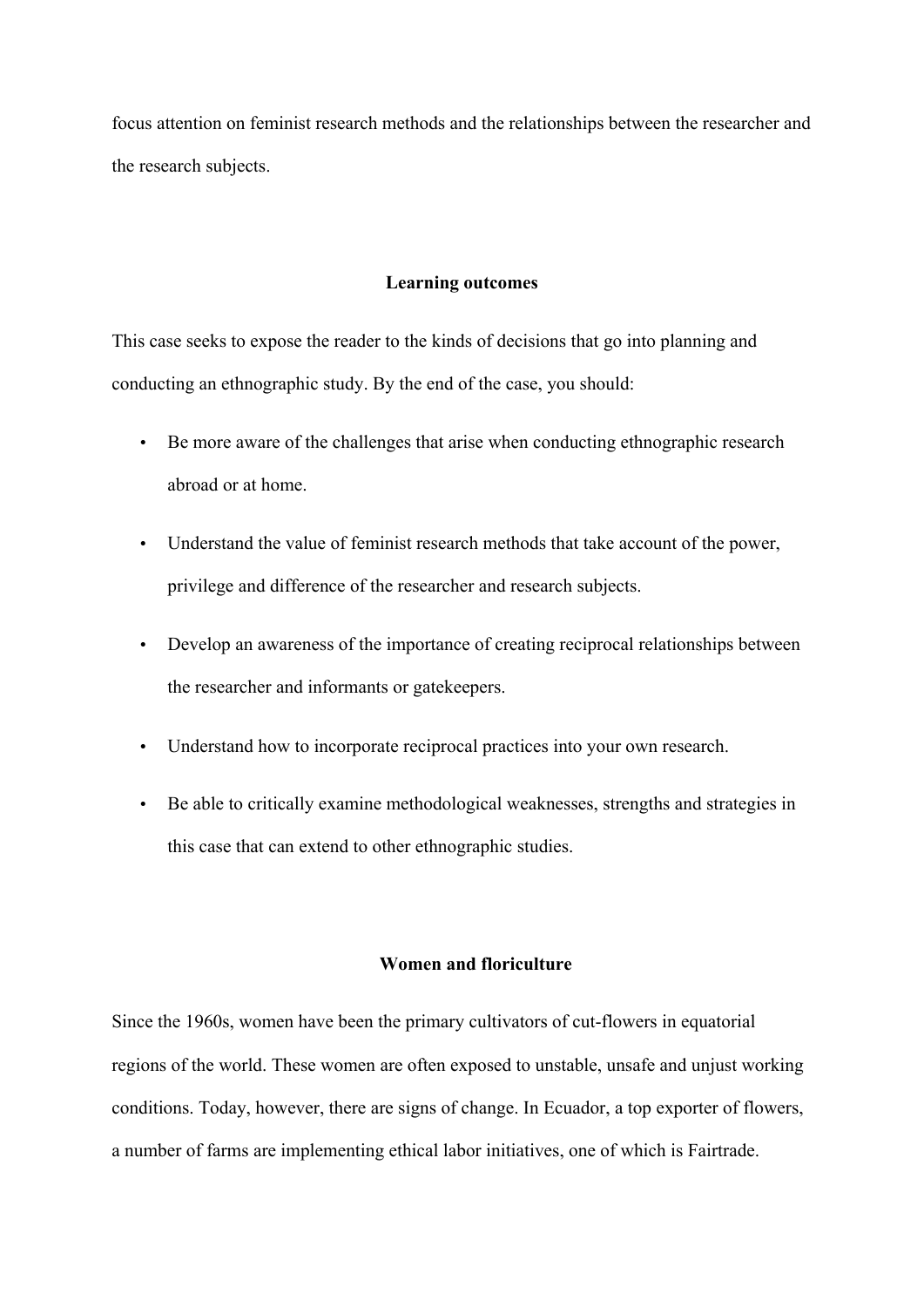focus attention on feminist research methods and the relationships between the researcher and the research subjects.

## Learning outcomes

This case seeks to expose the reader to the kinds of decisions that go into planning and conducting an ethnographic study. By the end of the case, you should:

- Be more aware of the challenges that arise when conducting ethnographic research abroad or at home.
- Understand the value of feminist research methods that take account of the power, privilege and difference of the researcher and research subjects.
- Develop an awareness of the importance of creating reciprocal relationships between the researcher and informants or gatekeepers.
- Understand how to incorporate reciprocal practices into your own research.
- Be able to critically examine methodological weaknesses, strengths and strategies in this case that can extend to other ethnographic studies.

## Women and floriculture

Since the 1960s, women have been the primary cultivators of cut-flowers in equatorial regions of the world. These women are often exposed to unstable, unsafe and unjust working conditions. Today, however, there are signs of change. In Ecuador, a top exporter of flowers, a number of farms are implementing ethical labor initiatives, one of which is Fairtrade.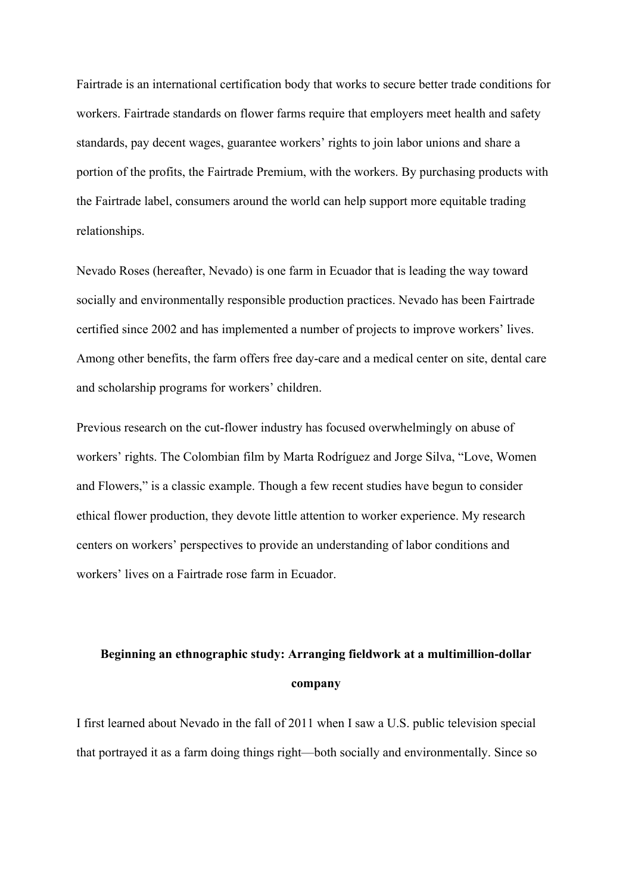Fairtrade is an international certification body that works to secure better trade conditions for workers. Fairtrade standards on flower farms require that employers meet health and safety standards, pay decent wages, guarantee workers' rights to join labor unions and share a portion of the profits, the Fairtrade Premium, with the workers. By purchasing products with the Fairtrade label, consumers around the world can help support more equitable trading relationships.

Nevado Roses (hereafter, Nevado) is one farm in Ecuador that is leading the way toward socially and environmentally responsible production practices. Nevado has been Fairtrade certified since 2002 and has implemented a number of projects to improve workers' lives. Among other benefits, the farm offers free day-care and a medical center on site, dental care and scholarship programs for workers' children.

Previous research on the cut-flower industry has focused overwhelmingly on abuse of workers' rights. The Colombian film by Marta Rodríguez and Jorge Silva, "Love, Women and Flowers," is a classic example. Though a few recent studies have begun to consider ethical flower production, they devote little attention to worker experience. My research centers on workers' perspectives to provide an understanding of labor conditions and workers' lives on a Fairtrade rose farm in Ecuador.

## Beginning an ethnographic study: Arranging fieldwork at a multimillion-dollar company

I first learned about Nevado in the fall of 2011 when I saw a U.S. public television special that portrayed it as a farm doing things right—both socially and environmentally. Since so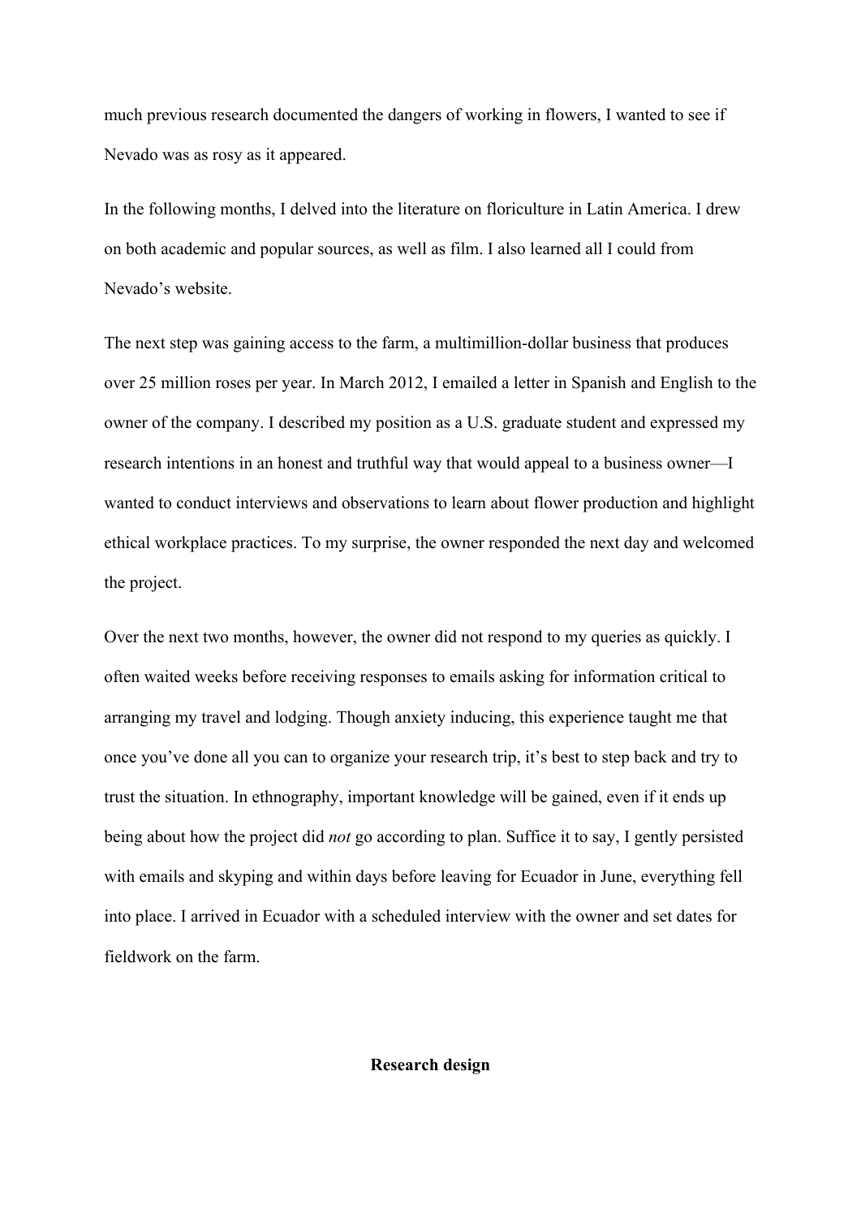much previous research documented the dangers of working in flowers, I wanted to see if Nevado was as rosy as it appeared.

In the following months, I delved into the literature on floriculture in Latin America. I drew on both academic and popular sources, as well as film. I also learned all I could from Nevado's website.

The next step was gaining access to the farm, a multimillion-dollar business that produces over 25 million roses per year. In March 2012, I emailed a letter in Spanish and English to the owner of the company. I described my position as a U.S. graduate student and expressed my research intentions in an honest and truthful way that would appeal to a business owner—I wanted to conduct interviews and observations to learn about flower production and highlight ethical workplace practices. To my surprise, the owner responded the next day and welcomed the project.

Over the next two months, however, the owner did not respond to my queries as quickly. I often waited weeks before receiving responses to emails asking for information critical to arranging my travel and lodging. Though anxiety inducing, this experience taught me that once you've done all you can to organize your research trip, it's best to step back and try to trust the situation. In ethnography, important knowledge will be gained, even if it ends up being about how the project did *not* go according to plan. Suffice it to say, I gently persisted with emails and skyping and within days before leaving for Ecuador in June, everything fell into place. I arrived in Ecuador with a scheduled interview with the owner and set dates for fieldwork on the farm.

## Research design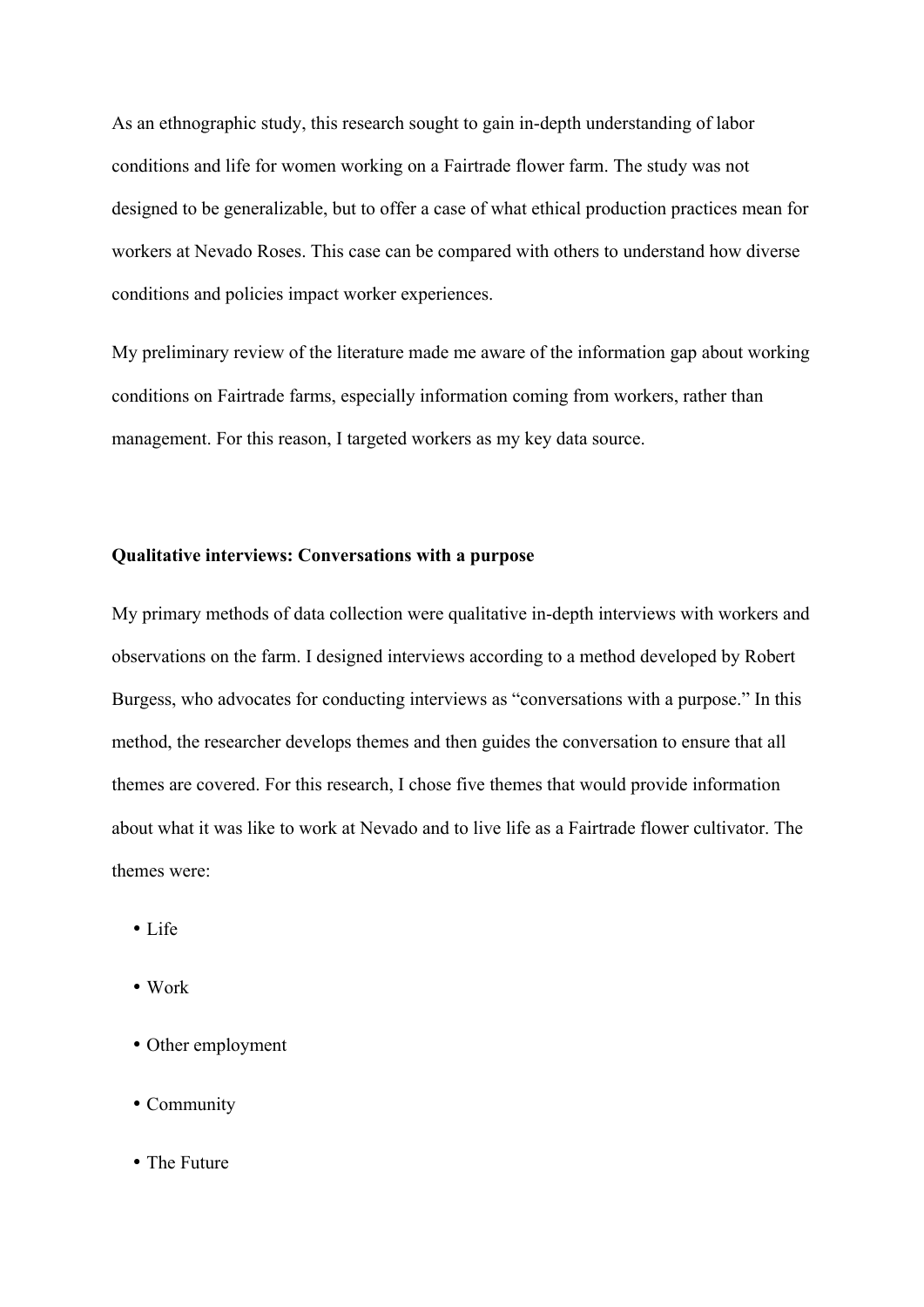As an ethnographic study, this research sought to gain in-depth understanding of labor conditions and life for women working on a Fairtrade flower farm. The study was not designed to be generalizable, but to offer a case of what ethical production practices mean for workers at Nevado Roses. This case can be compared with others to understand how diverse conditions and policies impact worker experiences.

My preliminary review of the literature made me aware of the information gap about working conditions on Fairtrade farms, especially information coming from workers, rather than management. For this reason, I targeted workers as my key data source.

**Qualitative interviews: Conversations with a purpose**

My primary methods of data collection were qualitative in-depth interviews with workers and observations on the farm. I designed interviews according to a method developed by Robert Burgess, who advocates for conducting interviews as "conversations with a purpose." In this method, the researcher develops themes and then guides the conversation to ensure that all themes are covered. For this research, I chose five themes that would provide information about what it was like to work at Nevado and to live life as a Fairtrade flower cultivator. The themes were:

- Life
- Work
- Other employment
- Community
- The Future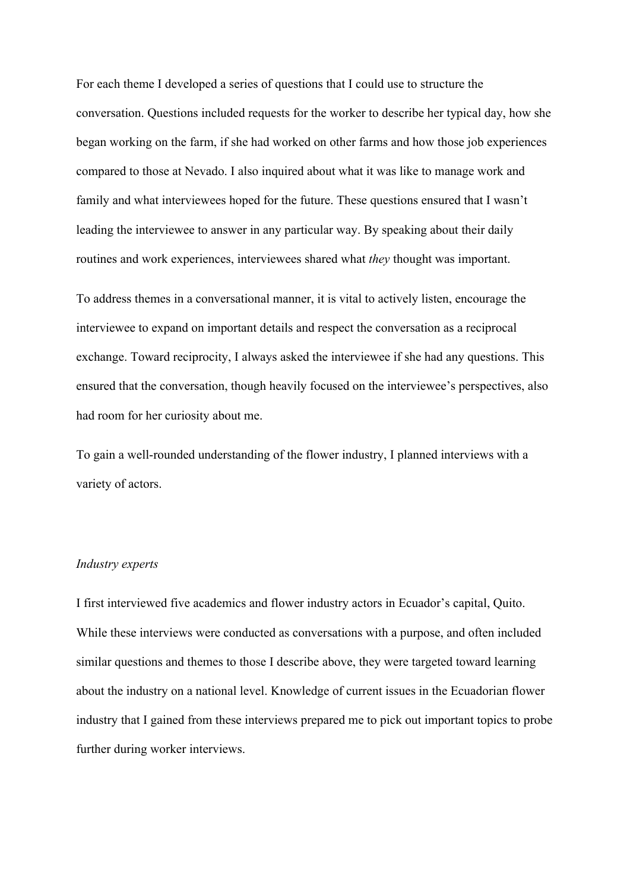For each theme I developed a series of questions that I could use to structure the conversation. Questions included requests for the worker to describe her typical day, how she began working on the farm, if she had worked on other farms and how those job experiences compared to those at Nevado. I also inquired about what it was like to manage work and family and what interviewees hoped for the future. These questions ensured that I wasn't leading the interviewee to answer in any particular way. By speaking about their daily routines and work experiences, interviewees shared what *they* thought was important.

To address themes in a conversational manner, it is vital to actively listen, encourage the interviewee to expand on important details and respect the conversation as a reciprocal exchange. Toward reciprocity, I always asked the interviewee if she had any questions. This ensured that the conversation, though heavily focused on the interviewee's perspectives, also had room for her curiosity about me.

To gain a well-rounded understanding of the flower industry, I planned interviews with a variety of actors.

### *Industry experts*

I first interviewed five academics and flower industry actors in Ecuador's capital, Quito. While these interviews were conducted as conversations with a purpose, and often included similar questions and themes to those I describe above, they were targeted toward learning about the industry on a national level. Knowledge of current issues in the Ecuadorian flower industry that I gained from these interviews prepared me to pick out important topics to probe further during worker interviews.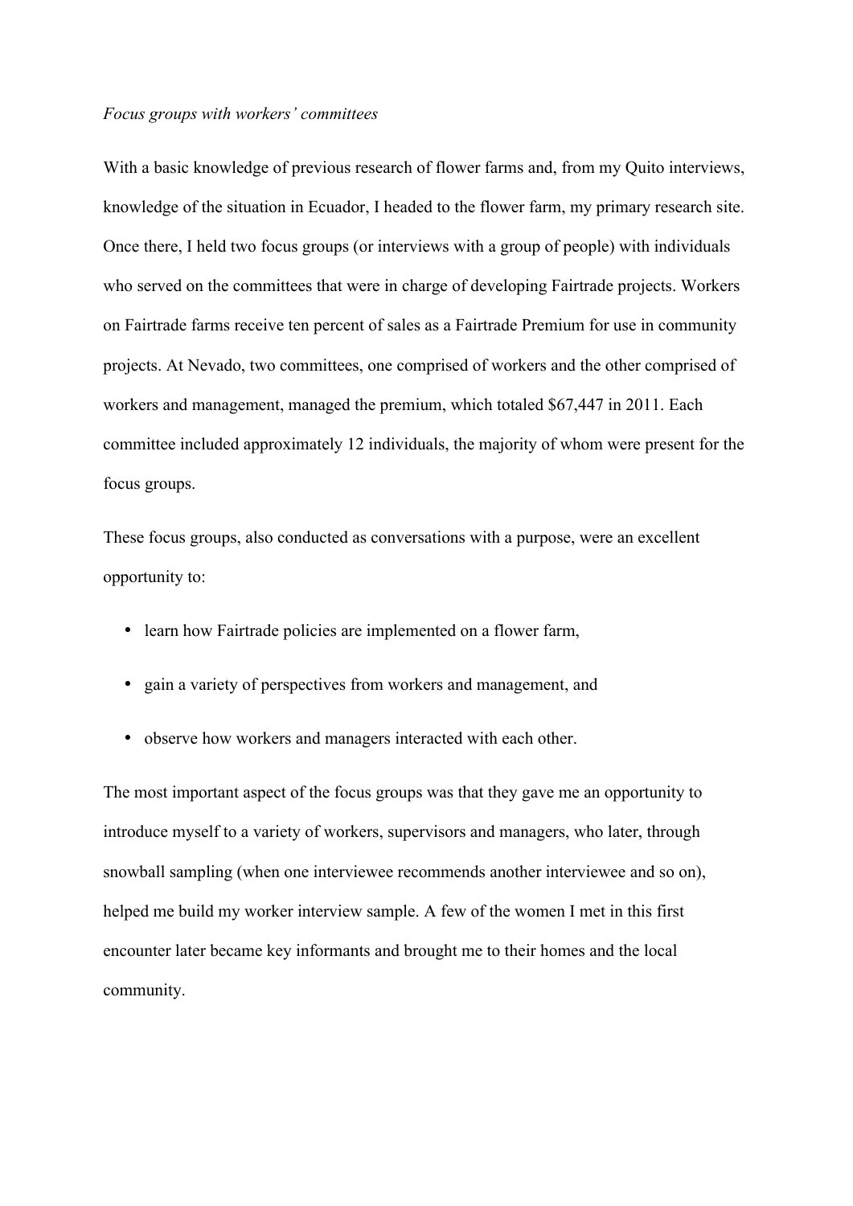*Focus groups with workers' committees*

With a basic knowledge of previous research of flower farms and, from my Quito interviews, knowledge of the situation in Ecuador, I headed to the flower farm, my primary research site. Once there, I held two focus groups (or interviews with a group of people) with individuals who served on the committees that were in charge of developing Fairtrade projects. Workers on Fairtrade farms receive ten percent of sales as a Fairtrade Premium for use in community projects. At Nevado, two committees, one comprised of workers and the other comprised of workers and management, managed the premium, which totaled $67,447 in 2011. Each committee included approximately 12 individuals, the majority of whom were present for the focus groups.

These focus groups, also conducted as conversations with a purpose, were an excellent opportunity to:

- learn how Fairtrade policies are implemented on a flower farm,
- gain a variety of perspectives from workers and management, and
- observe how workers and managers interacted with each other.

The most important aspect of the focus groups was that they gave me an opportunity to introduce myself to a variety of workers, supervisors and managers, who later, through snowball sampling (when one interviewee recommends another interviewee and so on), helped me build my worker interview sample. A few of the women I met in this first encounter later became key informants and brought me to their homes and the local community.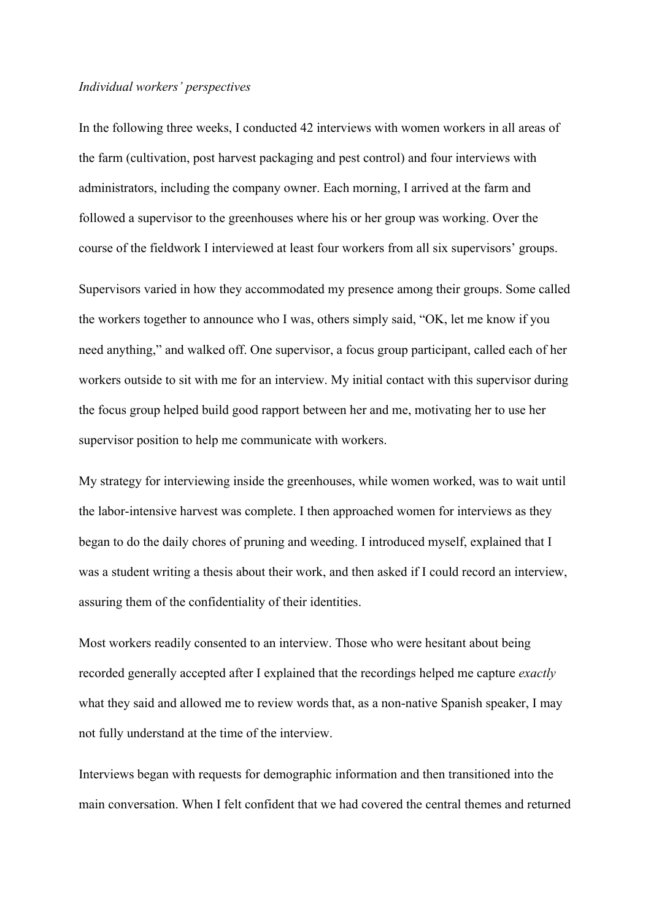*Individual workers' perspectives*

In the following three weeks, I conducted 42 interviews with women workers in all areas of the farm (cultivation, post harvest packaging and pest control) and four interviews with administrators, including the company owner. Each morning, I arrived at the farm and followed a supervisor to the greenhouses where his or her group was working. Over the course of the fieldwork I interviewed at least four workers from all six supervisors' groups.

Supervisors varied in how they accommodated my presence among their groups. Some called the workers together to announce who I was, others simply said, "OK, let me know if you need anything," and walked off. One supervisor, a focus group participant, called each of her workers outside to sit with me for an interview. My initial contact with this supervisor during the focus group helped build good rapport between her and me, motivating her to use her supervisor position to help me communicate with workers.

My strategy for interviewing inside the greenhouses, while women worked, was to wait until the labor-intensive harvest was complete. I then approached women for interviews as they began to do the daily chores of pruning and weeding. I introduced myself, explained that I was a student writing a thesis about their work, and then asked if I could record an interview, assuring them of the confidentiality of their identities.

Most workers readily consented to an interview. Those who were hesitant about being recorded generally accepted after I explained that the recordings helped me capture *exactly* what they said and allowed me to review words that, as a non-native Spanish speaker, I may not fully understand at the time of the interview.

Interviews began with requests for demographic information and then transitioned into the main conversation. When I felt confident that we had covered the central themes and returned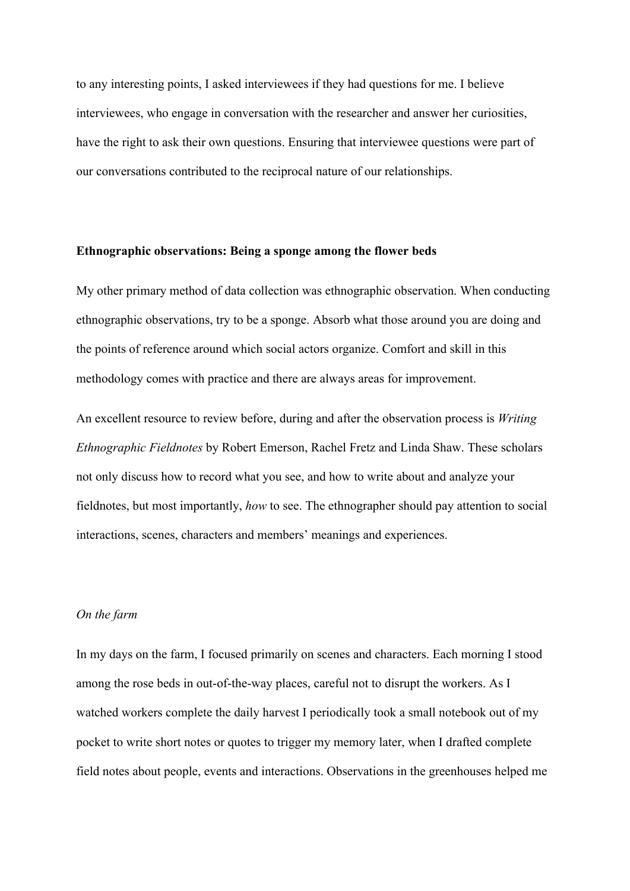to any interesting points, I asked interviewees if they had questions for me. I believe interviewees, who engage in conversation with the researcher and answer her curiosities, have the right to ask their own questions. Ensuring that interviewee questions were part of our conversations contributed to the reciprocal nature of our relationships.

**Ethnographic observations: Being a sponge among the flower beds**

My other primary method of data collection was ethnographic observation. When conducting ethnographic observations, try to be a sponge. Absorb what those around you are doing and the points of reference around which social actors organize. Comfort and skill in this methodology comes with practice and there are always areas for improvement.

An excellent resource to review before, during and after the observation process is *Writing Ethnographic Fieldnotes* by Robert Emerson, Rachel Fretz and Linda Shaw. These scholars not only discuss how to record what you see, and how to write about and analyze your fieldnotes, but most importantly, *how* to see. The ethnographer should pay attention to social interactions, scenes, characters and members' meanings and experiences.

*On the farm*

In my days on the farm, I focused primarily on scenes and characters. Each morning I stood among the rose beds in out-of-the-way places, careful not to disrupt the workers. As I watched workers complete the daily harvest I periodically took a small notebook out of my pocket to write short notes or quotes to trigger my memory later, when I drafted complete field notes about people, events and interactions. Observations in the greenhouses helped me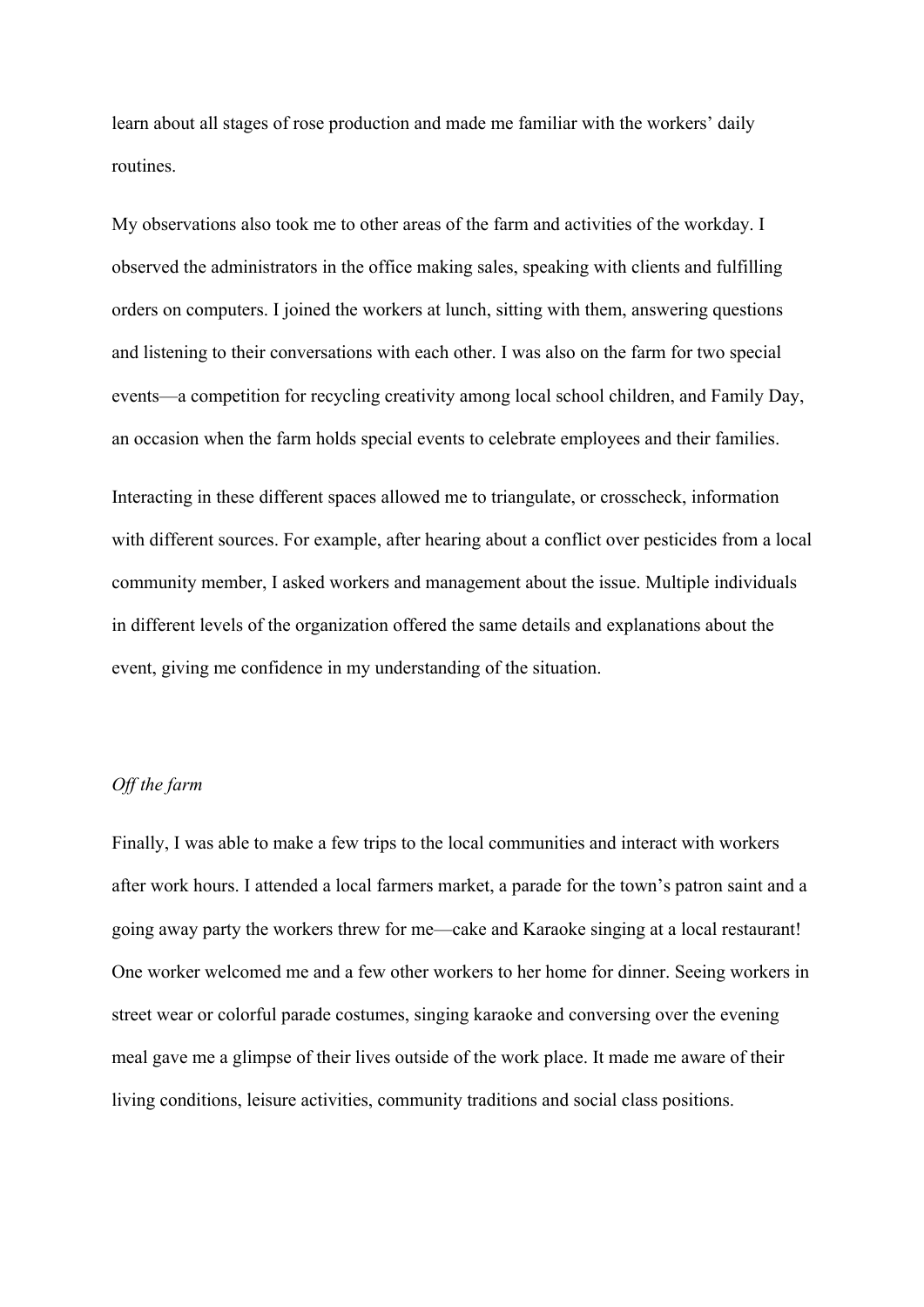learn about all stages of rose production and made me familiar with the workers' daily routines.

My observations also took me to other areas of the farm and activities of the workday. I observed the administrators in the office making sales, speaking with clients and fulfilling orders on computers. I joined the workers at lunch, sitting with them, answering questions and listening to their conversations with each other. I was also on the farm for two special events—a competition for recycling creativity among local school children, and Family Day, an occasion when the farm holds special events to celebrate employees and their families.

Interacting in these different spaces allowed me to triangulate, or crosscheck, information with different sources. For example, after hearing about a conflict over pesticides from a local community member, I asked workers and management about the issue. Multiple individuals in different levels of the organization offered the same details and explanations about the event, giving me confidence in my understanding of the situation.

*Off the farm*

Finally, I was able to make a few trips to the local communities and interact with workers after work hours. I attended a local farmers market, a parade for the town's patron saint and a going away party the workers threw for me—cake and Karaoke singing at a local restaurant! One worker welcomed me and a few other workers to her home for dinner. Seeing workers in street wear or colorful parade costumes, singing karaoke and conversing over the evening meal gave me a glimpse of their lives outside of the work place. It made me aware of their living conditions, leisure activities, community traditions and social class positions.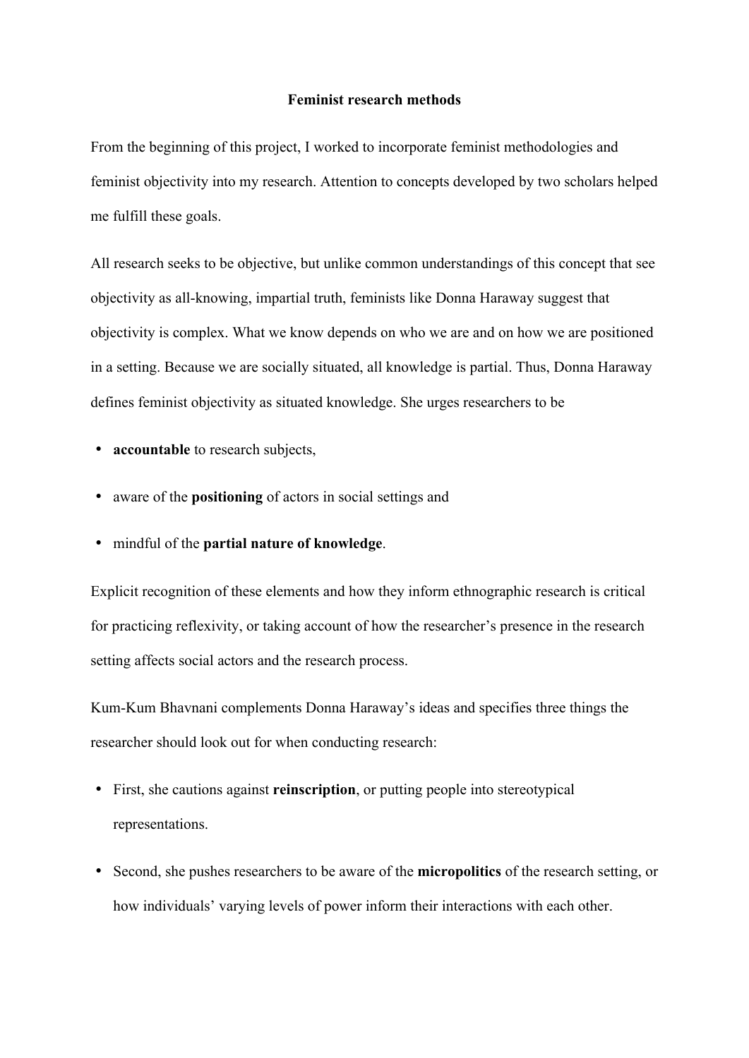**Feminist research methods**

From the beginning of this project, I worked to incorporate feminist methodologies and feminist objectivity into my research. Attention to concepts developed by two scholars helped me fulfill these goals.

All research seeks to be objective, but unlike common understandings of this concept that see objectivity as all-knowing, impartial truth, feminists like Donna Haraway suggest that objectivity is complex. What we know depends on who we are and on how we are positioned in a setting. Because we are socially situated, all knowledge is partial. Thus, Donna Haraway defines feminist objectivity as situated knowledge. She urges researchers to be

- **accountable** to research subjects,
- aware of the **positioning** of actors in social settings and
- mindful of the **partial nature of knowledge**.

Explicit recognition of these elements and how they inform ethnographic research is critical for practicing reflexivity, or taking account of how the researcher's presence in the research setting affects social actors and the research process.

Kum-Kum Bhavnani complements Donna Haraway's ideas and specifies three things the researcher should look out for when conducting research:

- First, she cautions against **reinscription**, or putting people into stereotypical representations.
- Second, she pushes researchers to be aware of the **micropolitics** of the research setting, or how individuals' varying levels of power inform their interactions with each other.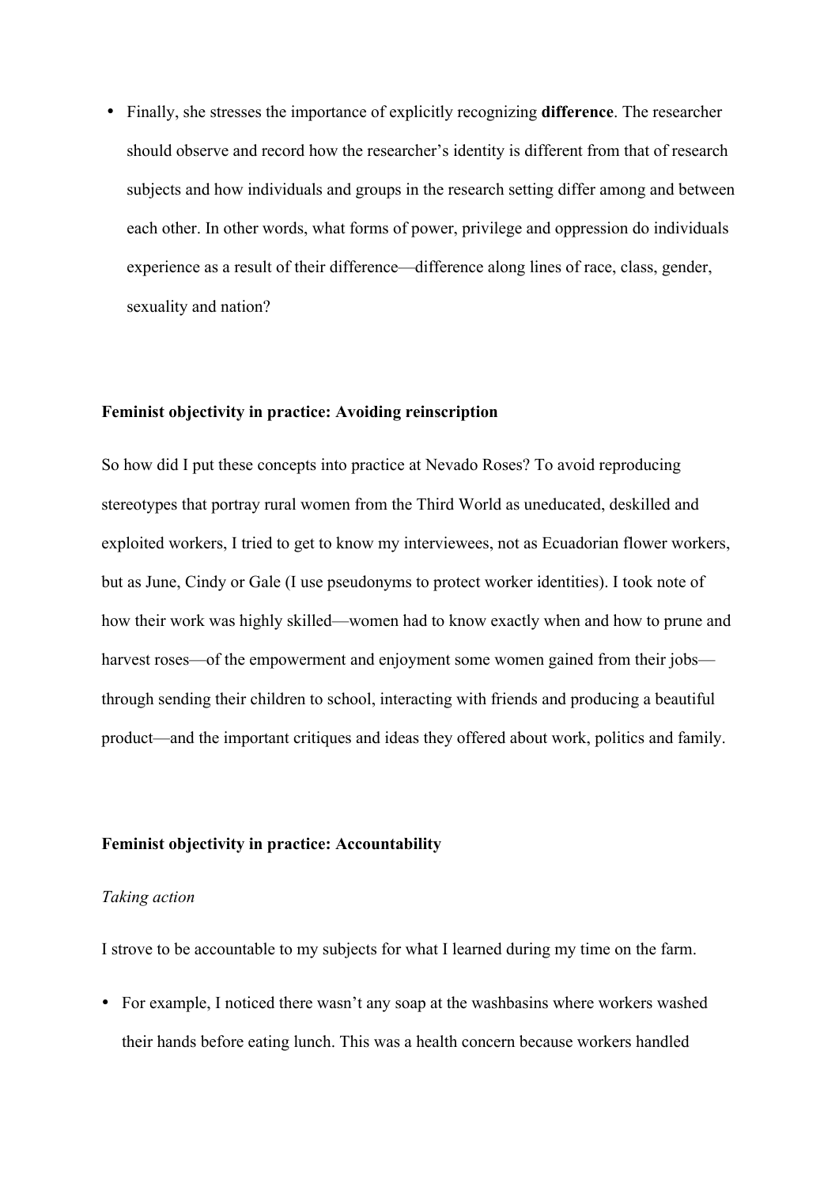- Finally, she stresses the importance of explicitly recognizing **difference**. The researcher should observe and record how the researcher's identity is different from that of research subjects and how individuals and groups in the research setting differ among and between each other. In other words, what forms of power, privilege and oppression do individuals experience as a result of their difference—difference along lines of race, class, gender, sexuality and nation?

**Feminist objectivity in practice: Avoiding reinscription**

So how did I put these concepts into practice at Nevado Roses? To avoid reproducing stereotypes that portray rural women from the Third World as uneducated, deskilled and exploited workers, I tried to get to know my interviewees, not as Ecuadorian flower workers, but as June, Cindy or Gale (I use pseudonyms to protect worker identities). I took note of how their work was highly skilled—women had to know exactly when and how to prune and harvest roses—of the empowerment and enjoyment some women gained from their jobs—through sending their children to school, interacting with friends and producing a beautiful product—and the important critiques and ideas they offered about work, politics and family.

**Feminist objectivity in practice: Accountability**

*Taking action*

I strove to be accountable to my subjects for what I learned during my time on the farm.

- For example, I noticed there wasn't any soap at the washbasins where workers washed their hands before eating lunch. This was a health concern because workers handled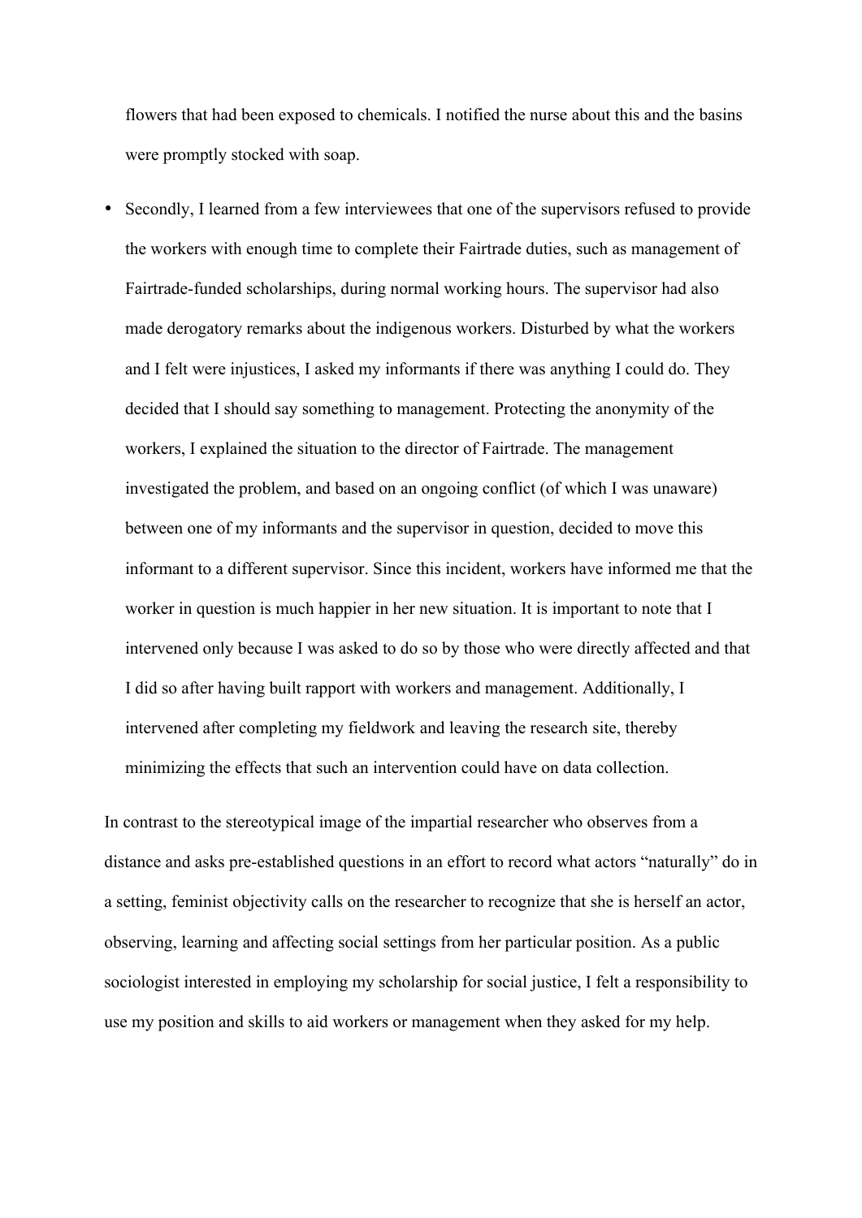flowers that had been exposed to chemicals. I notified the nurse about this and the basins were promptly stocked with soap.

- Secondly, I learned from a few interviewees that one of the supervisors refused to provide the workers with enough time to complete their Fairtrade duties, such as management of Fairtrade-funded scholarships, during normal working hours. The supervisor had also made derogatory remarks about the indigenous workers. Disturbed by what the workers and I felt were injustices, I asked my informants if there was anything I could do. They decided that I should say something to management. Protecting the anonymity of the workers, I explained the situation to the director of Fairtrade. The management investigated the problem, and based on an ongoing conflict (of which I was unaware) between one of my informants and the supervisor in question, decided to move this informant to a different supervisor. Since this incident, workers have informed me that the worker in question is much happier in her new situation. It is important to note that I intervened only because I was asked to do so by those who were directly affected and that I did so after having built rapport with workers and management. Additionally, I intervened after completing my fieldwork and leaving the research site, thereby minimizing the effects that such an intervention could have on data collection.

In contrast to the stereotypical image of the impartial researcher who observes from a distance and asks pre-established questions in an effort to record what actors "naturally" do in a setting, feminist objectivity calls on the researcher to recognize that she is herself an actor, observing, learning and affecting social settings from her particular position. As a public sociologist interested in employing my scholarship for social justice, I felt a responsibility to use my position and skills to aid workers or management when they asked for my help.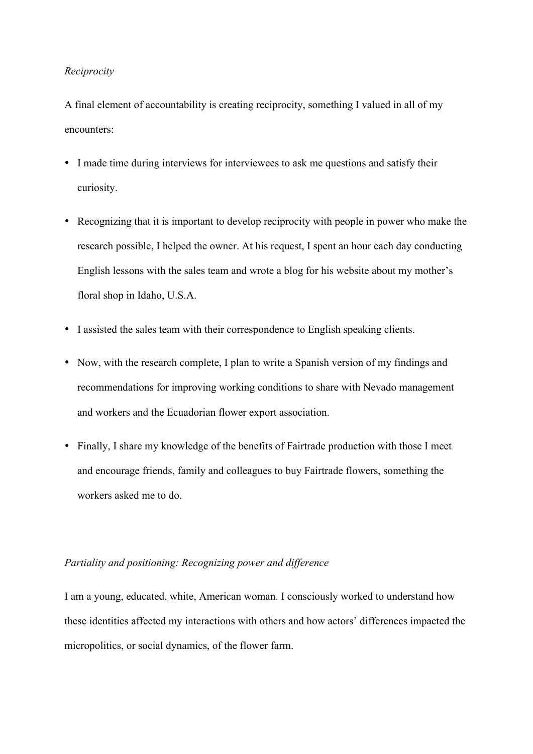*Reciprocity*

A final element of accountability is creating reciprocity, something I valued in all of my encounters:

- I made time during interviews for interviewees to ask me questions and satisfy their curiosity.
- Recognizing that it is important to develop reciprocity with people in power who make the research possible, I helped the owner. At his request, I spent an hour each day conducting English lessons with the sales team and wrote a blog for his website about my mother's floral shop in Idaho, U.S.A.
- I assisted the sales team with their correspondence to English speaking clients.
- Now, with the research complete, I plan to write a Spanish version of my findings and recommendations for improving working conditions to share with Nevado management and workers and the Ecuadorian flower export association.
- Finally, I share my knowledge of the benefits of Fairtrade production with those I meet and encourage friends, family and colleagues to buy Fairtrade flowers, something the workers asked me to do.

*Partiality and positioning: Recognizing power and difference*

I am a young, educated, white, American woman. I consciously worked to understand how these identities affected my interactions with others and how actors' differences impacted the micropolitics, or social dynamics, of the flower farm.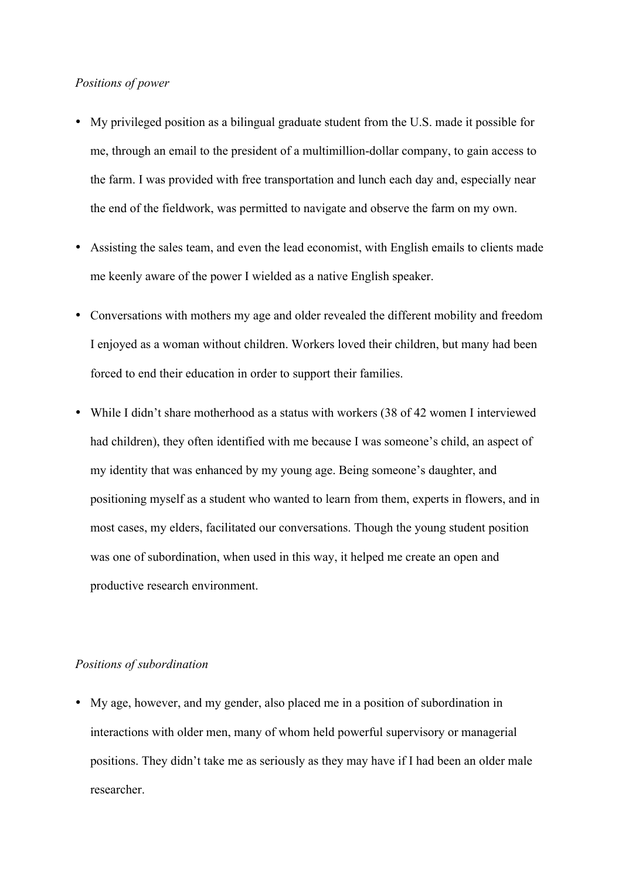*Positions of power*

- My privileged position as a bilingual graduate student from the U.S. made it possible for me, through an email to the president of a multimillion-dollar company, to gain access to the farm. I was provided with free transportation and lunch each day and, especially near the end of the fieldwork, was permitted to navigate and observe the farm on my own.
- Assisting the sales team, and even the lead economist, with English emails to clients made me keenly aware of the power I wielded as a native English speaker.
- Conversations with mothers my age and older revealed the different mobility and freedom I enjoyed as a woman without children. Workers loved their children, but many had been forced to end their education in order to support their families.
- While I didn't share motherhood as a status with workers (38 of 42 women I interviewed had children), they often identified with me because I was someone's child, an aspect of my identity that was enhanced by my young age. Being someone's daughter, and positioning myself as a student who wanted to learn from them, experts in flowers, and in most cases, my elders, facilitated our conversations. Though the young student position was one of subordination, when used in this way, it helped me create an open and productive research environment.

*Positions of subordination*

- My age, however, and my gender, also placed me in a position of subordination in interactions with older men, many of whom held powerful supervisory or managerial positions. They didn't take me as seriously as they may have if I had been an older male researcher.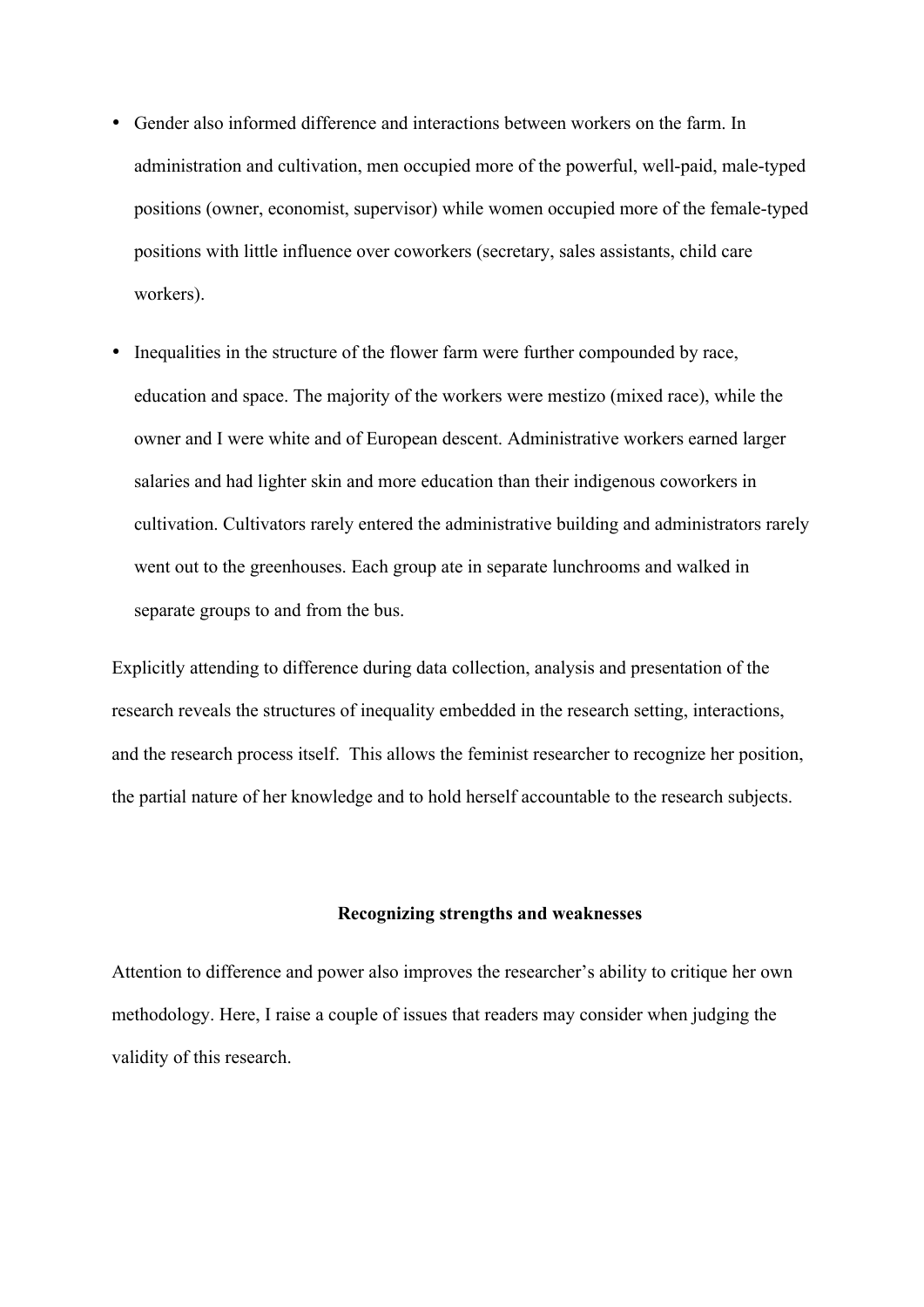- Gender also informed difference and interactions between workers on the farm. In administration and cultivation, men occupied more of the powerful, well-paid, male-typed positions (owner, economist, supervisor) while women occupied more of the female-typed positions with little influence over coworkers (secretary, sales assistants, child care workers).

- Inequalities in the structure of the flower farm were further compounded by race, education and space. The majority of the workers were mestizo (mixed race), while the owner and I were white and of European descent. Administrative workers earned larger salaries and had lighter skin and more education than their indigenous coworkers in cultivation. Cultivators rarely entered the administrative building and administrators rarely went out to the greenhouses. Each group ate in separate lunchrooms and walked in separate groups to and from the bus.

Explicitly attending to difference during data collection, analysis and presentation of the research reveals the structures of inequality embedded in the research setting, interactions, and the research process itself. This allows the feminist researcher to recognize her position, the partial nature of her knowledge and to hold herself accountable to the research subjects.

**Recognizing strengths and weaknesses**

Attention to difference and power also improves the researcher's ability to critique her own methodology. Here, I raise a couple of issues that readers may consider when judging the validity of this research.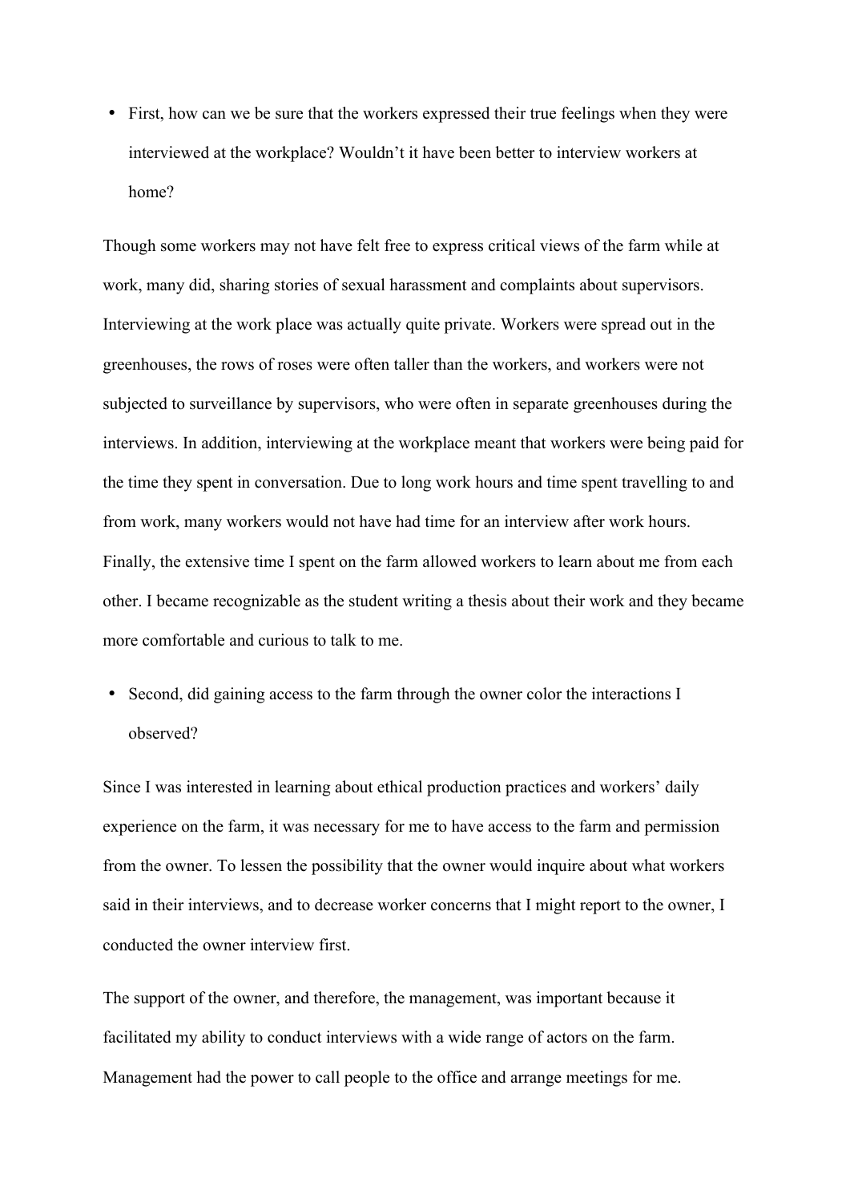- First, how can we be sure that the workers expressed their true feelings when they were interviewed at the workplace? Wouldn't it have been better to interview workers at home?

Though some workers may not have felt free to express critical views of the farm while at work, many did, sharing stories of sexual harassment and complaints about supervisors. Interviewing at the work place was actually quite private. Workers were spread out in the greenhouses, the rows of roses were often taller than the workers, and workers were not subjected to surveillance by supervisors, who were often in separate greenhouses during the interviews. In addition, interviewing at the workplace meant that workers were being paid for the time they spent in conversation. Due to long work hours and time spent travelling to and from work, many workers would not have had time for an interview after work hours. Finally, the extensive time I spent on the farm allowed workers to learn about me from each other. I became recognizable as the student writing a thesis about their work and they became more comfortable and curious to talk to me.

- Second, did gaining access to the farm through the owner color the interactions I observed?

Since I was interested in learning about ethical production practices and workers' daily experience on the farm, it was necessary for me to have access to the farm and permission from the owner. To lessen the possibility that the owner would inquire about what workers said in their interviews, and to decrease worker concerns that I might report to the owner, I conducted the owner interview first.

The support of the owner, and therefore, the management, was important because it facilitated my ability to conduct interviews with a wide range of actors on the farm. Management had the power to call people to the office and arrange meetings for me.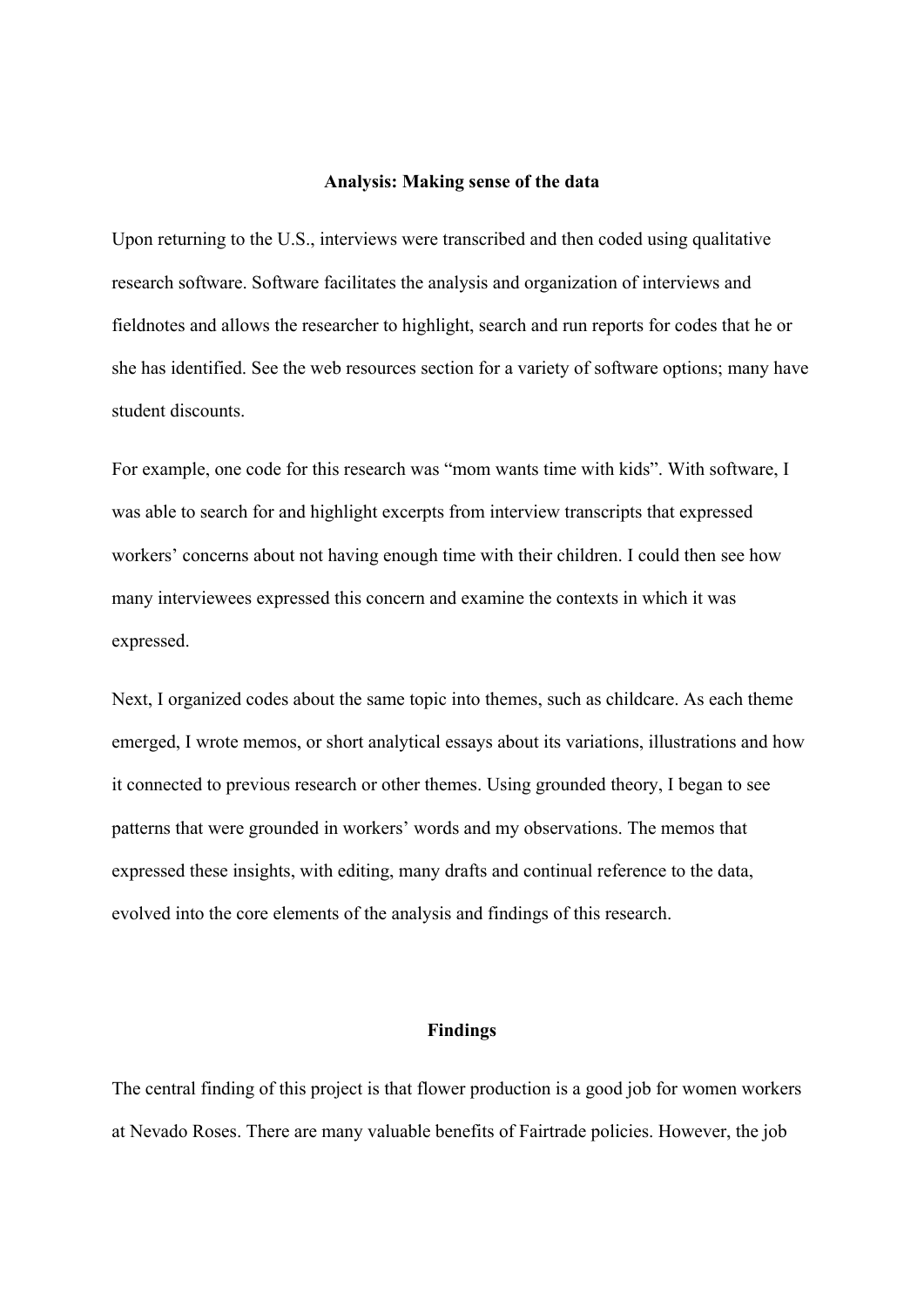## Analysis: Making sense of the data

Upon returning to the U.S., interviews were transcribed and then coded using qualitative research software. Software facilitates the analysis and organization of interviews and fieldnotes and allows the researcher to highlight, search and run reports for codes that he or she has identified. See the web resources section for a variety of software options; many have student discounts.

For example, one code for this research was "mom wants time with kids". With software, I was able to search for and highlight excerpts from interview transcripts that expressed workers' concerns about not having enough time with their children. I could then see how many interviewees expressed this concern and examine the contexts in which it was expressed.

Next, I organized codes about the same topic into themes, such as childcare. As each theme emerged, I wrote memos, or short analytical essays about its variations, illustrations and how it connected to previous research or other themes. Using grounded theory, I began to see patterns that were grounded in workers' words and my observations. The memos that expressed these insights, with editing, many drafts and continual reference to the data, evolved into the core elements of the analysis and findings of this research.

## Findings

The central finding of this project is that flower production is a good job for women workers at Nevado Roses. There are many valuable benefits of Fairtrade policies. However, the job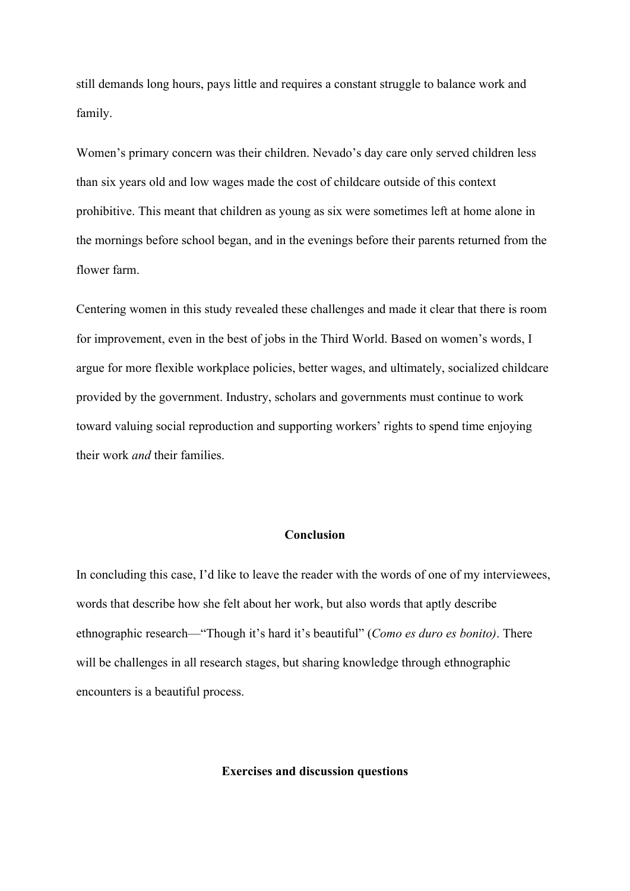still demands long hours, pays little and requires a constant struggle to balance work and family.

Women's primary concern was their children. Nevado's day care only served children less than six years old and low wages made the cost of childcare outside of this context prohibitive. This meant that children as young as six were sometimes left at home alone in the mornings before school began, and in the evenings before their parents returned from the flower farm.

Centering women in this study revealed these challenges and made it clear that there is room for improvement, even in the best of jobs in the Third World. Based on women's words, I argue for more flexible workplace policies, better wages, and ultimately, socialized childcare provided by the government. Industry, scholars and governments must continue to work toward valuing social reproduction and supporting workers' rights to spend time enjoying their work *and* their families.

## Conclusion

In concluding this case, I'd like to leave the reader with the words of one of my interviewees, words that describe how she felt about her work, but also words that aptly describe ethnographic research—"Though it's hard it's beautiful" (*Como es duro es bonito)*. There will be challenges in all research stages, but sharing knowledge through ethnographic encounters is a beautiful process.

## Exercises and discussion questions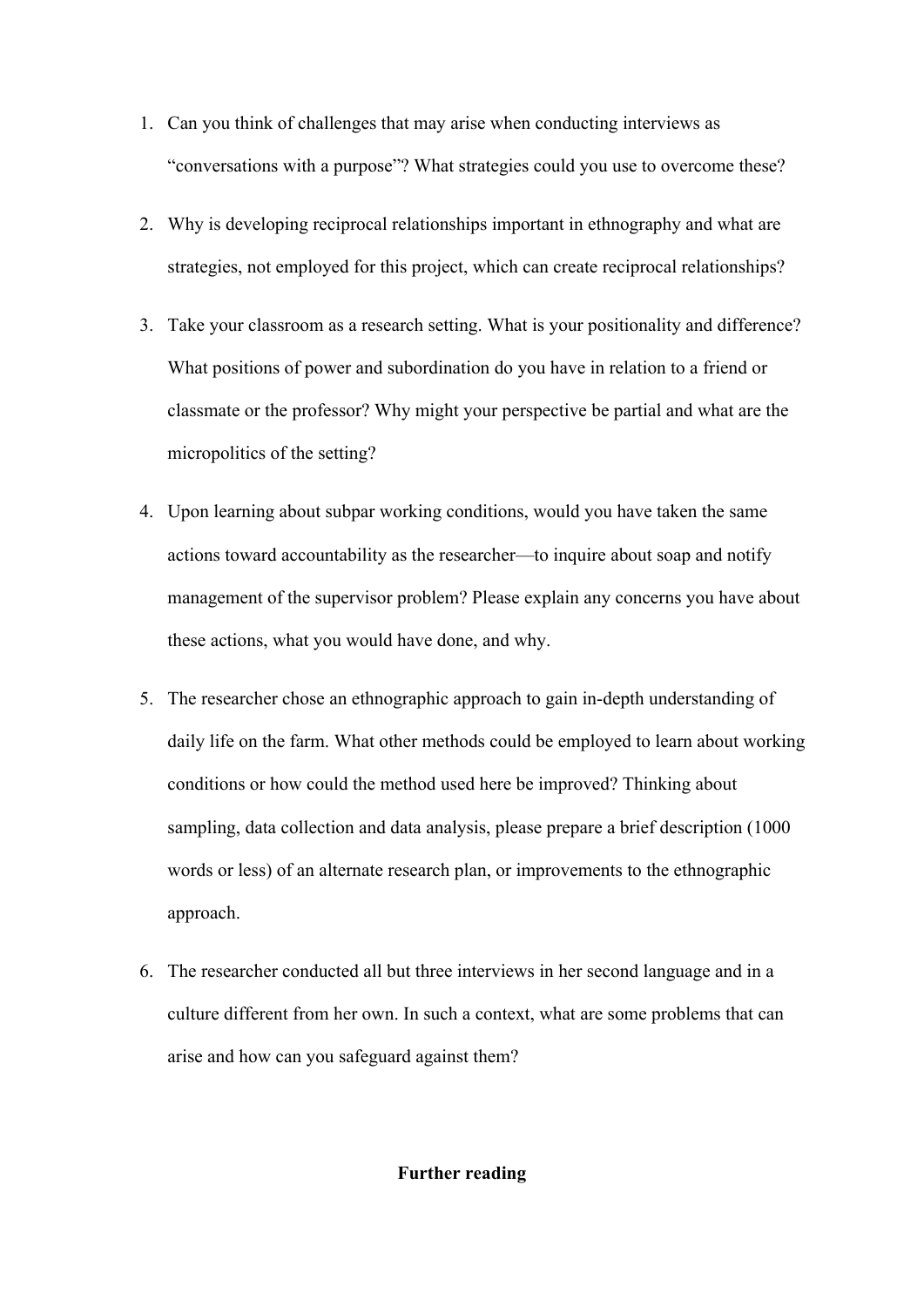1. Can you think of challenges that may arise when conducting interviews as "conversations with a purpose"? What strategies could you use to overcome these?

2. Why is developing reciprocal relationships important in ethnography and what are strategies, not employed for this project, which can create reciprocal relationships?

3. Take your classroom as a research setting. What is your positionality and difference? What positions of power and subordination do you have in relation to a friend or classmate or the professor? Why might your perspective be partial and what are the micropolitics of the setting?

4. Upon learning about subpar working conditions, would you have taken the same actions toward accountability as the researcher—to inquire about soap and notify management of the supervisor problem? Please explain any concerns you have about these actions, what you would have done, and why.

5. The researcher chose an ethnographic approach to gain in-depth understanding of daily life on the farm. What other methods could be employed to learn about working conditions or how could the method used here be improved? Thinking about sampling, data collection and data analysis, please prepare a brief description (1000 words or less) of an alternate research plan, or improvements to the ethnographic approach.

6. The researcher conducted all but three interviews in her second language and in a culture different from her own. In such a context, what are some problems that can arise and how can you safeguard against them?

## Further reading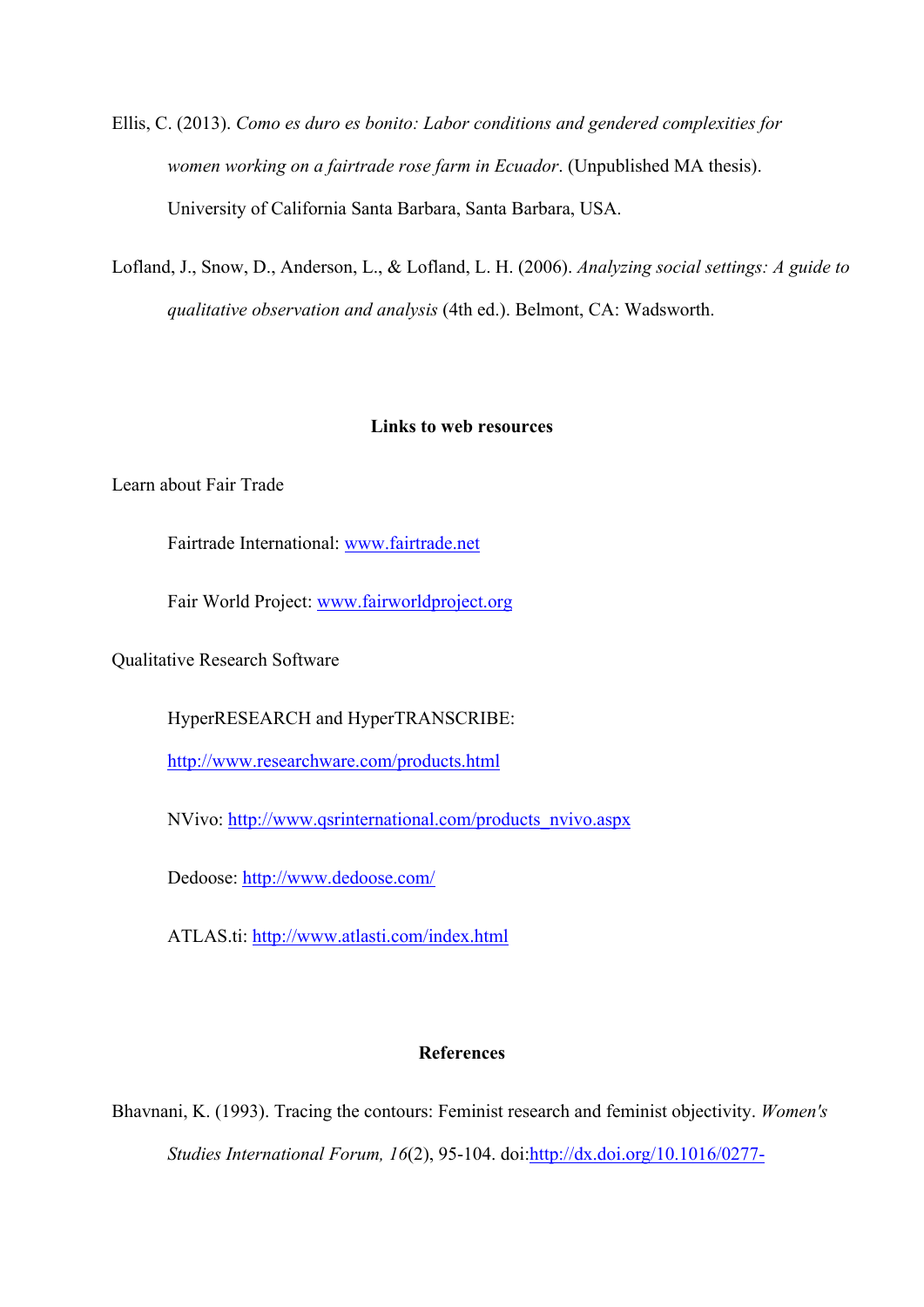Ellis, C. (2013). *Como es duro es bonito: Labor conditions and gendered complexities for women working on a fairtrade rose farm in Ecuador*. (Unpublished MA thesis). University of California Santa Barbara, Santa Barbara, USA.

Lofland, J., Snow, D., Anderson, L., & Lofland, L. H. (2006). *Analyzing social settings: A guide to qualitative observation and analysis* (4th ed.). Belmont, CA: Wadsworth.

## Links to web resources

Learn about Fair Trade

Fairtrade International: www.fairtrade.net

Fair World Project: www.fairworldproject.org

Qualitative Research Software

HyperRESEARCH and HyperTRANSCRIBE: http://www.researchware.com/products.html

NVivo: http://www.qsrinternational.com/products_nvivo.aspx

Dedoose: http://www.dedoose.com/

ATLAS.ti: http://www.atlasti.com/index.html

## References

Bhavnani, K. (1993). Tracing the contours: Feminist research and feminist objectivity. *Women's Studies International Forum, 16*(2), 95-104. doi:http://dx.doi.org/10.1016/0277-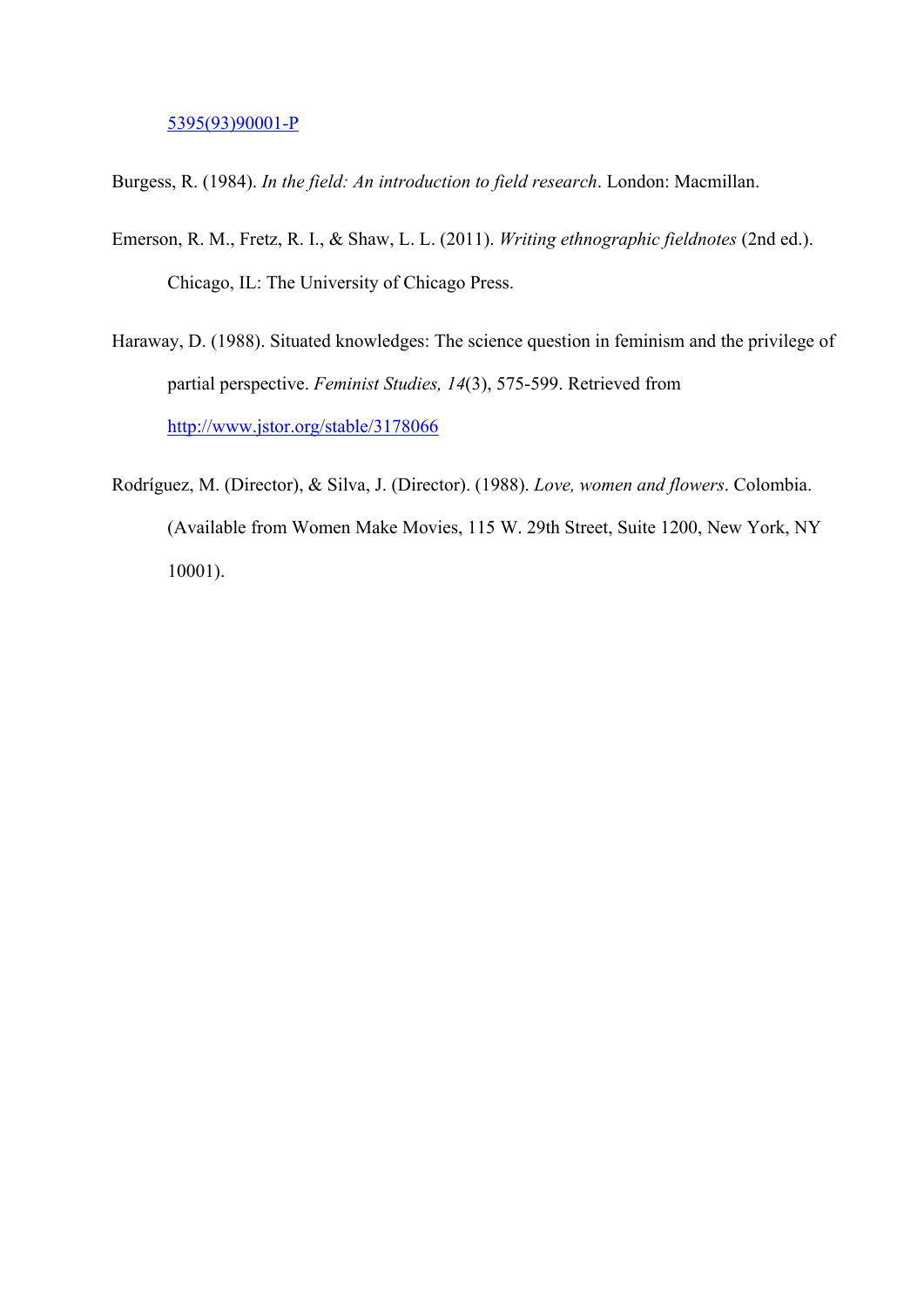5395(93)90001-P

Burgess, R. (1984). *In the field: An introduction to field research*. London: Macmillan.

Emerson, R. M., Fretz, R. I., & Shaw, L. L. (2011). *Writing ethnographic fieldnotes* (2nd ed.). Chicago, IL: The University of Chicago Press.

Haraway, D. (1988). Situated knowledges: The science question in feminism and the privilege of partial perspective. *Feminist Studies, 14*(3), 575-599. Retrieved from http://www.jstor.org/stable/3178066

Rodríguez, M. (Director), & Silva, J. (Director). (1988). *Love, women and flowers*. Colombia. (Available from Women Make Movies, 115 W. 29th Street, Suite 1200, New York, NY 10001).